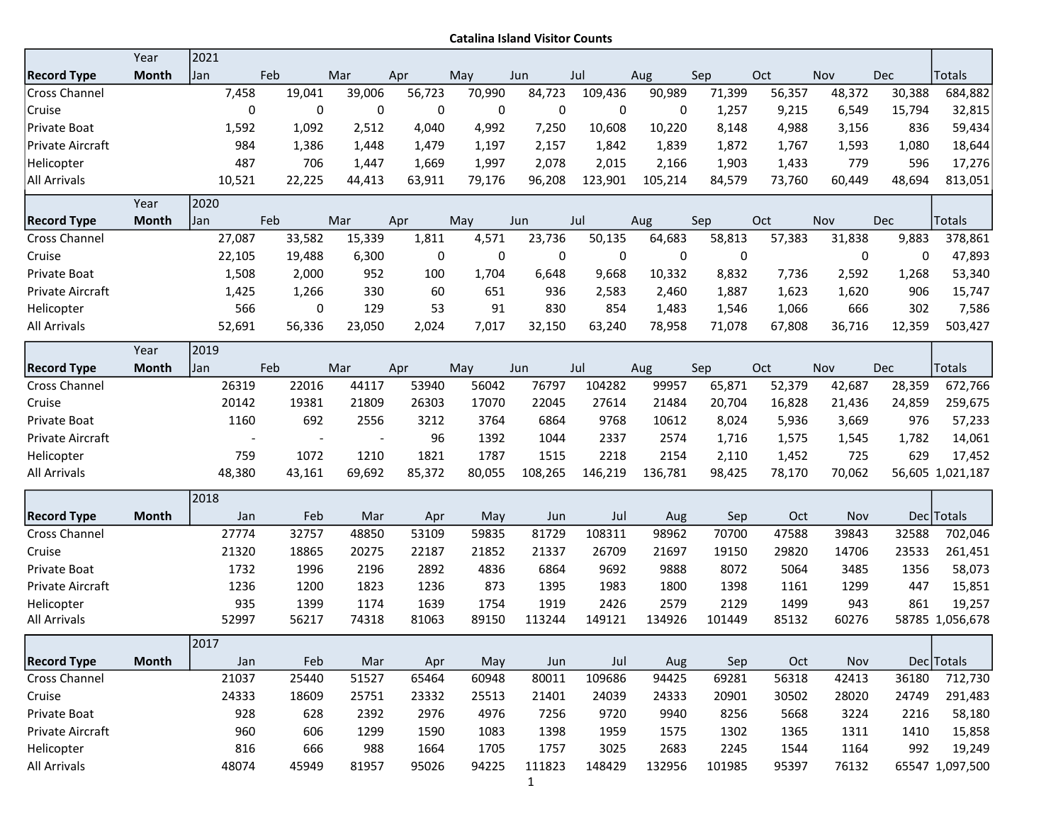**Catalina Island Visitor Counts**

| Record Type | Year / Month | 2021 Jan | Feb | Mar | Apr | May | Jun | Jul | Aug | Sep | Oct | Nov | Dec | Totals |
|---|---|---|---|---|---|---|---|---|---|---|---|---|---|---|
| Cross Channel | | 7,458 | 19,041 | 39,006 | 56,723 | 70,990 | 84,723 | 109,436 | 90,989 | 71,399 | 56,357 | 48,372 | 30,388 | 684,882 |
| Cruise | | 0 | 0 | 0 | 0 | 0 | 0 | 0 | 0 | 1,257 | 9,215 | 6,549 | 15,794 | 32,815 |
| Private Boat | | 1,592 | 1,092 | 2,512 | 4,040 | 4,992 | 7,250 | 10,608 | 10,220 | 8,148 | 4,988 | 3,156 | 836 | 59,434 |
| Private Aircraft | | 984 | 1,386 | 1,448 | 1,479 | 1,197 | 2,157 | 1,842 | 1,839 | 1,872 | 1,767 | 1,593 | 1,080 | 18,644 |
| Helicopter | | 487 | 706 | 1,447 | 1,669 | 1,997 | 2,078 | 2,015 | 2,166 | 1,903 | 1,433 | 779 | 596 | 17,276 |
| All Arrivals | | 10,521 | 22,225 | 44,413 | 63,911 | 79,176 | 96,208 | 123,901 | 105,214 | 84,579 | 73,760 | 60,449 | 48,694 | 813,051 |

| Record Type | Year / Month | 2020 Jan | Feb | Mar | Apr | May | Jun | Jul | Aug | Sep | Oct | Nov | Dec | Totals |
|---|---|---|---|---|---|---|---|---|---|---|---|---|---|---|
| Cross Channel | | 27,087 | 33,582 | 15,339 | 1,811 | 4,571 | 23,736 | 50,135 | 64,683 | 58,813 | 57,383 | 31,838 | 9,883 | 378,861 |
| Cruise | | 22,105 | 19,488 | 6,300 | 0 | 0 | 0 | 0 | 0 | 0 | | 0 | 0 | 47,893 |
| Private Boat | | 1,508 | 2,000 | 952 | 100 | 1,704 | 6,648 | 9,668 | 10,332 | 8,832 | 7,736 | 2,592 | 1,268 | 53,340 |
| Private Aircraft | | 1,425 | 1,266 | 330 | 60 | 651 | 936 | 2,583 | 2,460 | 1,887 | 1,623 | 1,620 | 906 | 15,747 |
| Helicopter | | 566 | 0 | 129 | 53 | 91 | 830 | 854 | 1,483 | 1,546 | 1,066 | 666 | 302 | 7,586 |
| All Arrivals | | 52,691 | 56,336 | 23,050 | 2,024 | 7,017 | 32,150 | 63,240 | 78,958 | 71,078 | 67,808 | 36,716 | 12,359 | 503,427 |

| Record Type | Year / Month | 2019 Jan | Feb | Mar | Apr | May | Jun | Jul | Aug | Sep | Oct | Nov | Dec | Totals |
|---|---|---|---|---|---|---|---|---|---|---|---|---|---|---|
| Cross Channel | | 26319 | 22016 | 44117 | 53940 | 56042 | 76797 | 104282 | 99957 | 65,871 | 52,379 | 42,687 | 28,359 | 672,766 |
| Cruise | | 20142 | 19381 | 21809 | 26303 | 17070 | 22045 | 27614 | 21484 | 20,704 | 16,828 | 21,436 | 24,859 | 259,675 |
| Private Boat | | 1160 | 692 | 2556 | 3212 | 3764 | 6864 | 9768 | 10612 | 8,024 | 5,936 | 3,669 | 976 | 57,233 |
| Private Aircraft | | - | - | - | 96 | 1392 | 1044 | 2337 | 2574 | 1,716 | 1,575 | 1,545 | 1,782 | 14,061 |
| Helicopter | | 759 | 1072 | 1210 | 1821 | 1787 | 1515 | 2218 | 2154 | 2,110 | 1,452 | 725 | 629 | 17,452 |
| All Arrivals | | 48,380 | 43,161 | 69,692 | 85,372 | 80,055 | 108,265 | 146,219 | 136,781 | 98,425 | 78,170 | 70,062 | 56,605 | 1,021,187 |

| Record Type | Month | 2018 Jan | Feb | Mar | Apr | May | Jun | Jul | Aug | Sep | Oct | Nov | Dec | Totals |
|---|---|---|---|---|---|---|---|---|---|---|---|---|---|---|
| Cross Channel | | 27774 | 32757 | 48850 | 53109 | 59835 | 81729 | 108311 | 98962 | 70700 | 47588 | 39843 | 32588 | 702,046 |
| Cruise | | 21320 | 18865 | 20275 | 22187 | 21852 | 21337 | 26709 | 21697 | 19150 | 29820 | 14706 | 23533 | 261,451 |
| Private Boat | | 1732 | 1996 | 2196 | 2892 | 4836 | 6864 | 9692 | 9888 | 8072 | 5064 | 3485 | 1356 | 58,073 |
| Private Aircraft | | 1236 | 1200 | 1823 | 1236 | 873 | 1395 | 1983 | 1800 | 1398 | 1161 | 1299 | 447 | 15,851 |
| Helicopter | | 935 | 1399 | 1174 | 1639 | 1754 | 1919 | 2426 | 2579 | 2129 | 1499 | 943 | 861 | 19,257 |
| All Arrivals | | 52997 | 56217 | 74318 | 81063 | 89150 | 113244 | 149121 | 134926 | 101449 | 85132 | 60276 | 58785 | 1,056,678 |

| Record Type | Month | 2017 Jan | Feb | Mar | Apr | May | Jun | Jul | Aug | Sep | Oct | Nov | Dec | Totals |
|---|---|---|---|---|---|---|---|---|---|---|---|---|---|---|
| Cross Channel | | 21037 | 25440 | 51527 | 65464 | 60948 | 80011 | 109686 | 94425 | 69281 | 56318 | 42413 | 36180 | 712,730 |
| Cruise | | 24333 | 18609 | 25751 | 23332 | 25513 | 21401 | 24039 | 24333 | 20901 | 30502 | 28020 | 24749 | 291,483 |
| Private Boat | | 928 | 628 | 2392 | 2976 | 4976 | 7256 | 9720 | 9940 | 8256 | 5668 | 3224 | 2216 | 58,180 |
| Private Aircraft | | 960 | 606 | 1299 | 1590 | 1083 | 1398 | 1959 | 1575 | 1302 | 1365 | 1311 | 1410 | 15,858 |
| Helicopter | | 816 | 666 | 988 | 1664 | 1705 | 1757 | 3025 | 2683 | 2245 | 1544 | 1164 | 992 | 19,249 |
| All Arrivals | | 48074 | 45949 | 81957 | 95026 | 94225 | 111823 | 148429 | 132956 | 101985 | 95397 | 76132 | 65547 | 1,097,500 |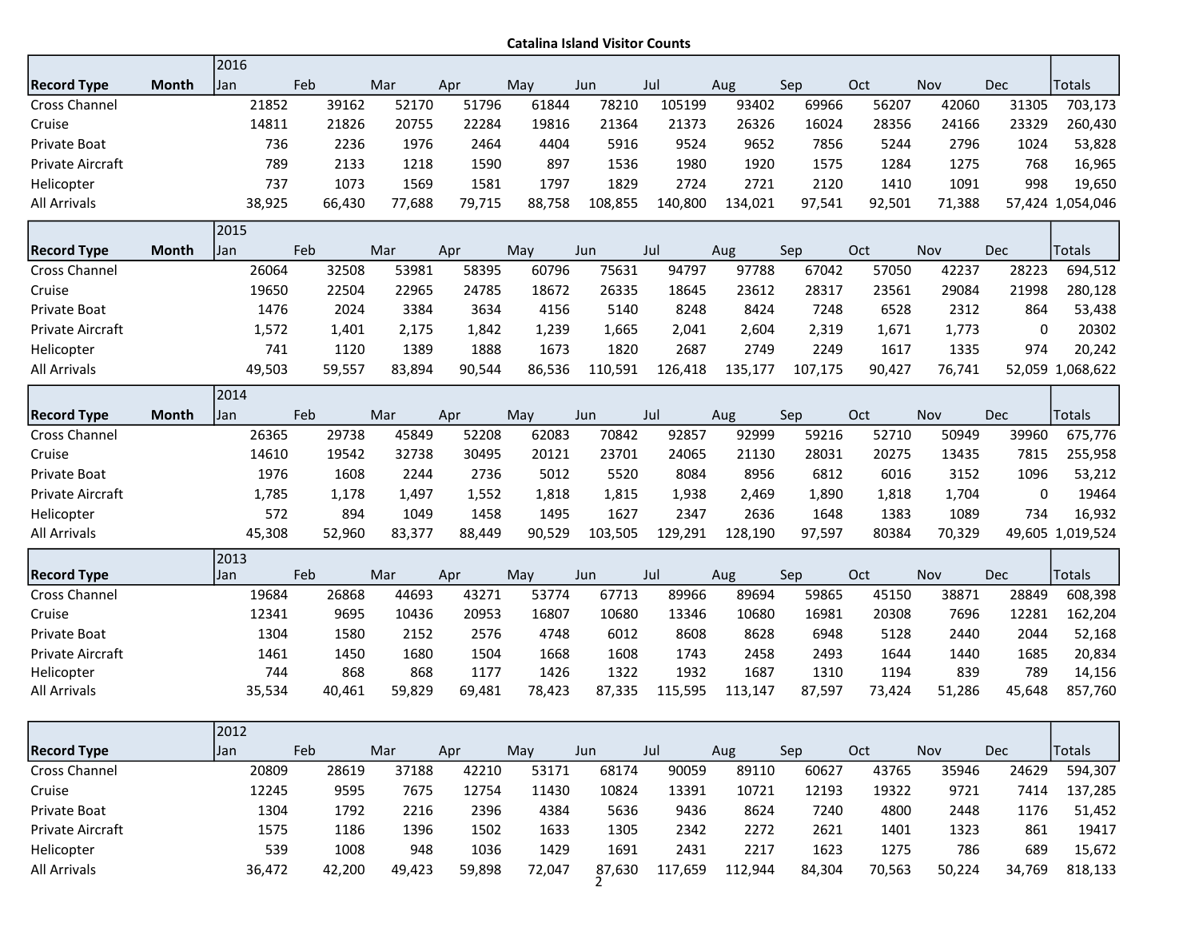**Catalina Island Visitor Counts**

| Record Type | Month | 2016<br>Jan | Feb | Mar | Apr | May | Jun | Jul | Aug | Sep | Oct | Nov | Dec | Totals |
|---|---|---|---|---|---|---|---|---|---|---|---|---|---|---|
| Cross Channel | | 21852 | 39162 | 52170 | 51796 | 61844 | 78210 | 105199 | 93402 | 69966 | 56207 | 42060 | 31305 | 703,173 |
| Cruise | | 14811 | 21826 | 20755 | 22284 | 19816 | 21364 | 21373 | 26326 | 16024 | 28356 | 24166 | 23329 | 260,430 |
| Private Boat | | 736 | 2236 | 1976 | 2464 | 4404 | 5916 | 9524 | 9652 | 7856 | 5244 | 2796 | 1024 | 53,828 |
| Private Aircraft | | 789 | 2133 | 1218 | 1590 | 897 | 1536 | 1980 | 1920 | 1575 | 1284 | 1275 | 768 | 16,965 |
| Helicopter | | 737 | 1073 | 1569 | 1581 | 1797 | 1829 | 2724 | 2721 | 2120 | 1410 | 1091 | 998 | 19,650 |
| All Arrivals | | 38,925 | 66,430 | 77,688 | 79,715 | 88,758 | 108,855 | 140,800 | 134,021 | 97,541 | 92,501 | 71,388 | 57,424 | 1,054,046 |

| Record Type | Month | 2015<br>Jan | Feb | Mar | Apr | May | Jun | Jul | Aug | Sep | Oct | Nov | Dec | Totals |
|---|---|---|---|---|---|---|---|---|---|---|---|---|---|---|
| Cross Channel | | 26064 | 32508 | 53981 | 58395 | 60796 | 75631 | 94797 | 97788 | 67042 | 57050 | 42237 | 28223 | 694,512 |
| Cruise | | 19650 | 22504 | 22965 | 24785 | 18672 | 26335 | 18645 | 23612 | 28317 | 23561 | 29084 | 21998 | 280,128 |
| Private Boat | | 1476 | 2024 | 3384 | 3634 | 4156 | 5140 | 8248 | 8424 | 7248 | 6528 | 2312 | 864 | 53,438 |
| Private Aircraft | | 1,572 | 1,401 | 2,175 | 1,842 | 1,239 | 1,665 | 2,041 | 2,604 | 2,319 | 1,671 | 1,773 | 0 | 20302 |
| Helicopter | | 741 | 1120 | 1389 | 1888 | 1673 | 1820 | 2687 | 2749 | 2249 | 1617 | 1335 | 974 | 20,242 |
| All Arrivals | | 49,503 | 59,557 | 83,894 | 90,544 | 86,536 | 110,591 | 126,418 | 135,177 | 107,175 | 90,427 | 76,741 | 52,059 | 1,068,622 |

| Record Type | Month | 2014<br>Jan | Feb | Mar | Apr | May | Jun | Jul | Aug | Sep | Oct | Nov | Dec | Totals |
|---|---|---|---|---|---|---|---|---|---|---|---|---|---|---|
| Cross Channel | | 26365 | 29738 | 45849 | 52208 | 62083 | 70842 | 92857 | 92999 | 59216 | 52710 | 50949 | 39960 | 675,776 |
| Cruise | | 14610 | 19542 | 32738 | 30495 | 20121 | 23701 | 24065 | 21130 | 28031 | 20275 | 13435 | 7815 | 255,958 |
| Private Boat | | 1976 | 1608 | 2244 | 2736 | 5012 | 5520 | 8084 | 8956 | 6812 | 6016 | 3152 | 1096 | 53,212 |
| Private Aircraft | | 1,785 | 1,178 | 1,497 | 1,552 | 1,818 | 1,815 | 1,938 | 2,469 | 1,890 | 1,818 | 1,704 | 0 | 19464 |
| Helicopter | | 572 | 894 | 1049 | 1458 | 1495 | 1627 | 2347 | 2636 | 1648 | 1383 | 1089 | 734 | 16,932 |
| All Arrivals | | 45,308 | 52,960 | 83,377 | 88,449 | 90,529 | 103,505 | 129,291 | 128,190 | 97,597 | 80384 | 70,329 | 49,605 | 1,019,524 |

| Record Type | 2013<br>Jan | Feb | Mar | Apr | May | Jun | Jul | Aug | Sep | Oct | Nov | Dec | Totals |
|---|---|---|---|---|---|---|---|---|---|---|---|---|---|
| Cross Channel | 19684 | 26868 | 44693 | 43271 | 53774 | 67713 | 89966 | 89694 | 59865 | 45150 | 38871 | 28849 | 608,398 |
| Cruise | 12341 | 9695 | 10436 | 20953 | 16807 | 10680 | 13346 | 10680 | 16981 | 20308 | 7696 | 12281 | 162,204 |
| Private Boat | 1304 | 1580 | 2152 | 2576 | 4748 | 6012 | 8608 | 8628 | 6948 | 5128 | 2440 | 2044 | 52,168 |
| Private Aircraft | 1461 | 1450 | 1680 | 1504 | 1668 | 1608 | 1743 | 2458 | 2493 | 1644 | 1440 | 1685 | 20,834 |
| Helicopter | 744 | 868 | 868 | 1177 | 1426 | 1322 | 1932 | 1687 | 1310 | 1194 | 839 | 789 | 14,156 |
| All Arrivals | 35,534 | 40,461 | 59,829 | 69,481 | 78,423 | 87,335 | 115,595 | 113,147 | 87,597 | 73,424 | 51,286 | 45,648 | 857,760 |

| Record Type | 2012<br>Jan | Feb | Mar | Apr | May | Jun | Jul | Aug | Sep | Oct | Nov | Dec | Totals |
|---|---|---|---|---|---|---|---|---|---|---|---|---|---|
| Cross Channel | 20809 | 28619 | 37188 | 42210 | 53171 | 68174 | 90059 | 89110 | 60627 | 43765 | 35946 | 24629 | 594,307 |
| Cruise | 12245 | 9595 | 7675 | 12754 | 11430 | 10824 | 13391 | 10721 | 12193 | 19322 | 9721 | 7414 | 137,285 |
| Private Boat | 1304 | 1792 | 2216 | 2396 | 4384 | 5636 | 9436 | 8624 | 7240 | 4800 | 2448 | 1176 | 51,452 |
| Private Aircraft | 1575 | 1186 | 1396 | 1502 | 1633 | 1305 | 2342 | 2272 | 2621 | 1401 | 1323 | 861 | 19417 |
| Helicopter | 539 | 1008 | 948 | 1036 | 1429 | 1691 | 2431 | 2217 | 1623 | 1275 | 786 | 689 | 15,672 |
| All Arrivals | 36,472 | 42,200 | 49,423 | 59,898 | 72,047 | 87,630 | 117,659 | 112,944 | 84,304 | 70,563 | 50,224 | 34,769 | 818,133 |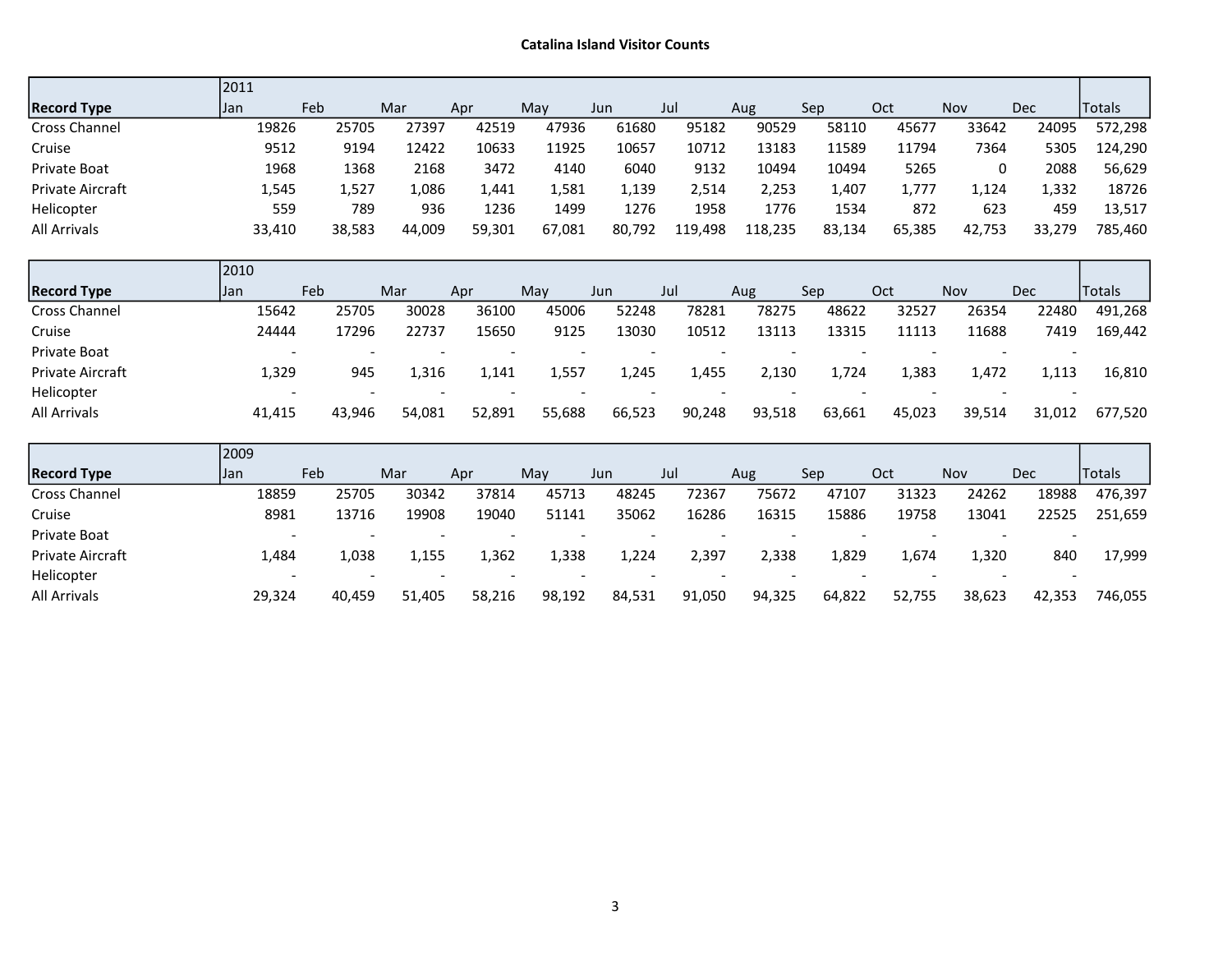**Catalina Island Visitor Counts**

| Record Type | 2011<br>Jan | Feb | Mar | Apr | May | Jun | Jul | Aug | Sep | Oct | Nov | Dec | Totals |
|---|---|---|---|---|---|---|---|---|---|---|---|---|---|
| Cross Channel | 19826 | 25705 | 27397 | 42519 | 47936 | 61680 | 95182 | 90529 | 58110 | 45677 | 33642 | 24095 | 572,298 |
| Cruise | 9512 | 9194 | 12422 | 10633 | 11925 | 10657 | 10712 | 13183 | 11589 | 11794 | 7364 | 5305 | 124,290 |
| Private Boat | 1968 | 1368 | 2168 | 3472 | 4140 | 6040 | 9132 | 10494 | 10494 | 5265 | 0 | 2088 | 56,629 |
| Private Aircraft | 1,545 | 1,527 | 1,086 | 1,441 | 1,581 | 1,139 | 2,514 | 2,253 | 1,407 | 1,777 | 1,124 | 1,332 | 18726 |
| Helicopter | 559 | 789 | 936 | 1236 | 1499 | 1276 | 1958 | 1776 | 1534 | 872 | 623 | 459 | 13,517 |
| All Arrivals | 33,410 | 38,583 | 44,009 | 59,301 | 67,081 | 80,792 | 119,498 | 118,235 | 83,134 | 65,385 | 42,753 | 33,279 | 785,460 |

| Record Type | 2010<br>Jan | Feb | Mar | Apr | May | Jun | Jul | Aug | Sep | Oct | Nov | Dec | Totals |
|---|---|---|---|---|---|---|---|---|---|---|---|---|---|
| Cross Channel | 15642 | 25705 | 30028 | 36100 | 45006 | 52248 | 78281 | 78275 | 48622 | 32527 | 26354 | 22480 | 491,268 |
| Cruise | 24444 | 17296 | 22737 | 15650 | 9125 | 13030 | 10512 | 13113 | 13315 | 11113 | 11688 | 7419 | 169,442 |
| Private Boat | - | - | - | - | - | - | - | - | - | - | - | - | |
| Private Aircraft | 1,329 | 945 | 1,316 | 1,141 | 1,557 | 1,245 | 1,455 | 2,130 | 1,724 | 1,383 | 1,472 | 1,113 | 16,810 |
| Helicopter | - | - | - | - | - | - | - | - | - | - | - | - | |
| All Arrivals | 41,415 | 43,946 | 54,081 | 52,891 | 55,688 | 66,523 | 90,248 | 93,518 | 63,661 | 45,023 | 39,514 | 31,012 | 677,520 |

| Record Type | 2009<br>Jan | Feb | Mar | Apr | May | Jun | Jul | Aug | Sep | Oct | Nov | Dec | Totals |
|---|---|---|---|---|---|---|---|---|---|---|---|---|---|
| Cross Channel | 18859 | 25705 | 30342 | 37814 | 45713 | 48245 | 72367 | 75672 | 47107 | 31323 | 24262 | 18988 | 476,397 |
| Cruise | 8981 | 13716 | 19908 | 19040 | 51141 | 35062 | 16286 | 16315 | 15886 | 19758 | 13041 | 22525 | 251,659 |
| Private Boat | - | - | - | - | - | - | - | - | - | - | - | - | |
| Private Aircraft | 1,484 | 1,038 | 1,155 | 1,362 | 1,338 | 1,224 | 2,397 | 2,338 | 1,829 | 1,674 | 1,320 | 840 | 17,999 |
| Helicopter | - | - | - | - | - | - | - | - | - | - | - | - | |
| All Arrivals | 29,324 | 40,459 | 51,405 | 58,216 | 98,192 | 84,531 | 91,050 | 94,325 | 64,822 | 52,755 | 38,623 | 42,353 | 746,055 |